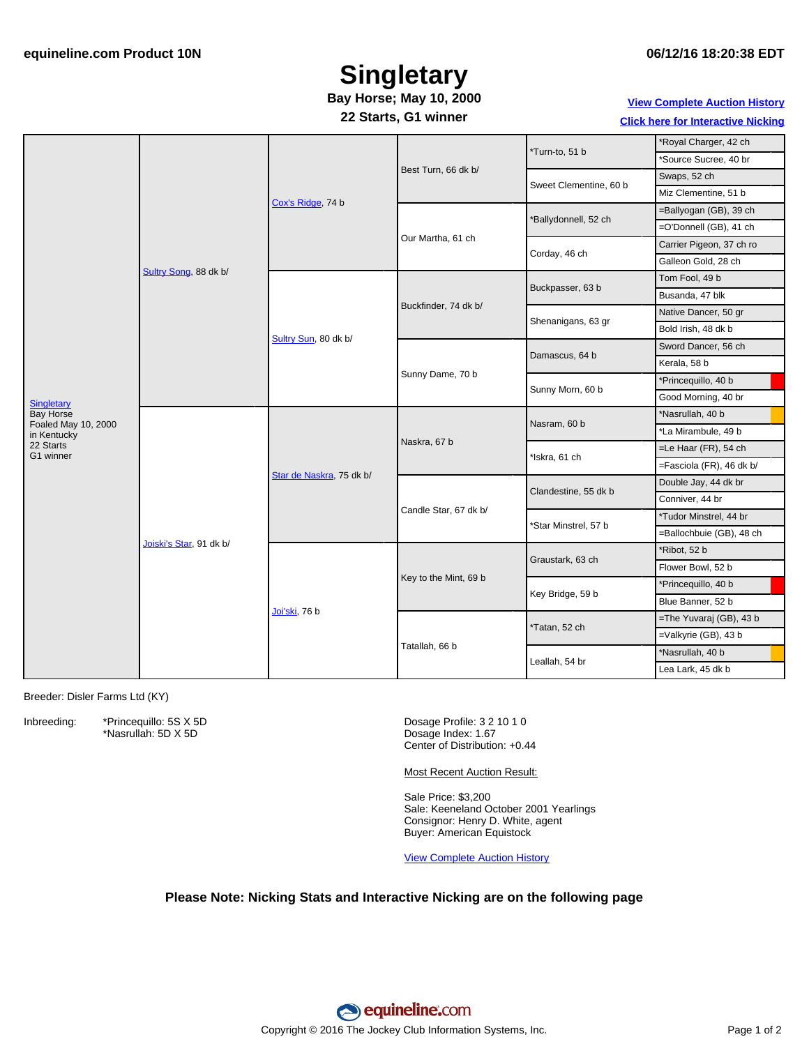equineline.com Product 10N

06/12/16 18:20:38 EDT

# Singletary

**Bay Horse; May 10, 2000**

**22 Starts, G1 winner**

[View Complete Auction History]

[Click here for Interactive Nicking]

| Horse | Sire/Dam | 2nd Gen | 3rd Gen | 4th Gen | 5th Gen |
|---|---|---|---|---|---|
| Singletary<br>Bay Horse<br>Foaled May 10, 2000<br>in Kentucky<br>22 Starts<br>G1 winner | Sultry Song, 88 dk b/ | Cox's Ridge, 74 b | Best Turn, 66 dk b/ | *Turn-to, 51 b | *Royal Charger, 42 ch |
| | | | | | *Source Sucree, 40 br |
| | | | | Sweet Clementine, 60 b | Swaps, 52 ch |
| | | | | | Miz Clementine, 51 b |
| | | | Our Martha, 61 ch | *Ballydonnell, 52 ch | =Ballyogan (GB), 39 ch |
| | | | | | =O'Donnell (GB), 41 ch |
| | | | | Corday, 46 ch | Carrier Pigeon, 37 ch ro |
| | | | | | Galleon Gold, 28 ch |
| | | Sultry Sun, 80 dk b/ | Buckfinder, 74 dk b/ | Buckpasser, 63 b | Tom Fool, 49 b |
| | | | | | Busanda, 47 blk |
| | | | | Shenanigans, 63 gr | Native Dancer, 50 gr |
| | | | | | Bold Irish, 48 dk b |
| | | | Sunny Dame, 70 b | Damascus, 64 b | Sword Dancer, 56 ch |
| | | | | | Kerala, 58 b |
| | | | | Sunny Morn, 60 b | *Princequillo, 40 b |
| | | | | | Good Morning, 40 br |
| | Joiski's Star, 91 dk b/ | Star de Naskra, 75 dk b/ | Naskra, 67 b | Nasram, 60 b | *Nasrullah, 40 b |
| | | | | | *La Mirambule, 49 b |
| | | | | *Iskra, 61 ch | =Le Haar (FR), 54 ch |
| | | | | | =Fasciola (FR), 46 dk b/ |
| | | | Candle Star, 67 dk b/ | Clandestine, 55 dk b | Double Jay, 44 dk br |
| | | | | | Conniver, 44 br |
| | | | | *Star Minstrel, 57 b | *Tudor Minstrel, 44 br |
| | | | | | =Ballochbuie (GB), 48 ch |
| | | Joi'ski, 76 b | Key to the Mint, 69 b | Graustark, 63 ch | *Ribot, 52 b |
| | | | | | Flower Bowl, 52 b |
| | | | | Key Bridge, 59 b | *Princequillo, 40 b |
| | | | | | Blue Banner, 52 b |
| | | | Tatallah, 66 b | *Tatan, 52 ch | =The Yuvaraj (GB), 43 b |
| | | | | | =Valkyrie (GB), 43 b |
| | | | | Leallah, 54 br | *Nasrullah, 40 b |
| | | | | | Lea Lark, 45 dk b |

Breeder: Disler Farms Ltd (KY)

Inbreeding:
- *Princequillo: 5S X 5D
- *Nasrullah: 5D X 5D

Dosage Profile: 3 2 10 1 0
Dosage Index: 1.67
Center of Distribution: +0.44

Most Recent Auction Result:

Sale Price: $3,200
Sale: Keeneland October 2001 Yearlings
Consignor: Henry D. White, agent
Buyer: American Equistock

[View Complete Auction History]

**Please Note: Nicking Stats and Interactive Nicking are on the following page**

equineline.com

Copyright © 2016 The Jockey Club Information Systems, Inc.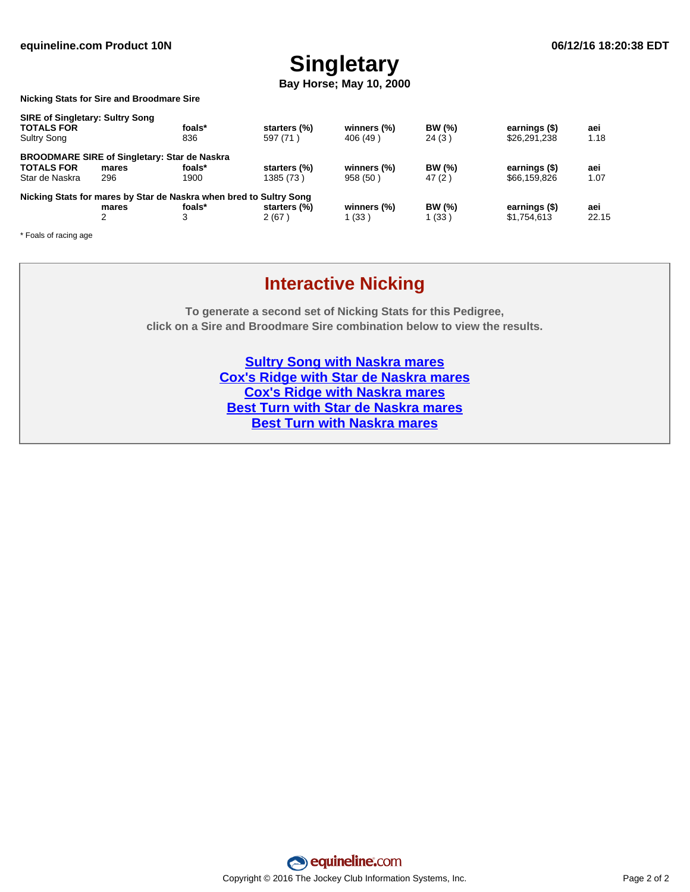# Singletary

**Bay Horse; May 10, 2000**

**Nicking Stats for Sire and Broodmare Sire**

**SIRE of Singletary: Sultry Song**

| **TOTALS FOR** | | **foals*** | **starters (%)** | **winners (%)** | **BW (%)** | **earnings ($)** | **aei** |
|---|---|---|---|---|---|---|---|
| Sultry Song | | 836 | 597 (71 ) | 406 (49 ) | 24 (3 ) | $26,291,238 | 1.18 |

**BROODMARE SIRE of Singletary: Star de Naskra**

| **TOTALS FOR** | **mares** | **foals*** | **starters (%)** | **winners (%)** | **BW (%)** | **earnings ($)** | **aei** |
|---|---|---|---|---|---|---|---|
| Star de Naskra | 296 | 1900 | 1385 (73 ) | 958 (50 ) | 47 (2 ) | $66,159,826 | 1.07 |

**Nicking Stats for mares by Star de Naskra when bred to Sultry Song**

| | **mares** | **foals*** | **starters (%)** | **winners (%)** | **BW (%)** | **earnings ($)** | **aei** |
|---|---|---|---|---|---|---|---|
| | 2 | 3 | 2 (67 ) | 1 (33 ) | 1 (33 ) | $1,754,613 | 22.15 |

* Foals of racing age

## Interactive Nicking

**To generate a second set of Nicking Stats for this Pedigree, click on a Sire and Broodmare Sire combination below to view the results.**

**Sultry Song with Naskra mares**
**Cox's Ridge with Star de Naskra mares**
**Cox's Ridge with Naskra mares**
**Best Turn with Star de Naskra mares**
**Best Turn with Naskra mares**